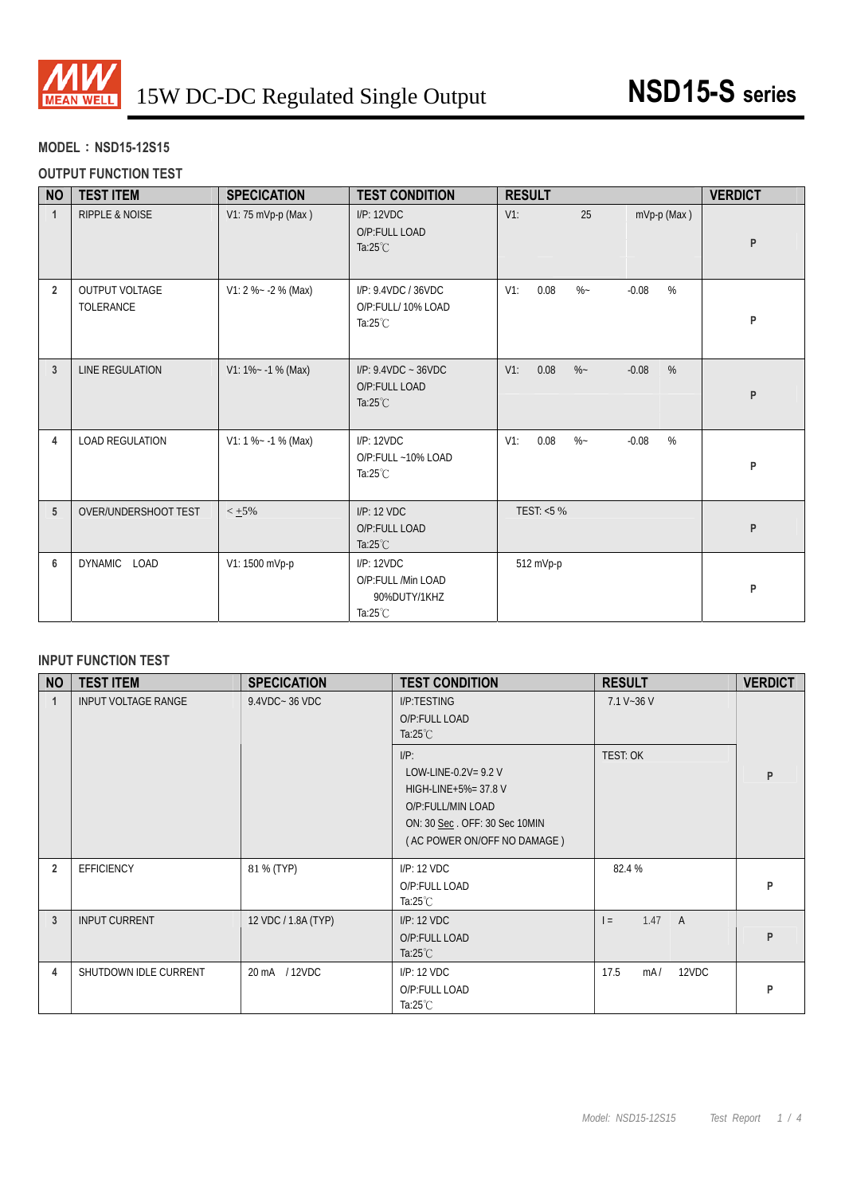# 15W DC-DC Regulated Single Output

# NSD15-S series

**MODEL：NSD15-12S15**

## OUTPUT FUNCTION TEST

| NO | TEST ITEM | SPECICATION | TEST CONDITION | RESULT | VERDICT |
|---|---|---|---|---|---|
| 1 | RIPPLE & NOISE | V1: 75 mVp-p (Max ) | I/P: 12VDC<br>O/P:FULL LOAD<br>Ta:25℃ | V1: 25 mVp-p (Max ) | P |
| 2 | OUTPUT VOLTAGE TOLERANCE | V1: 2 %~ -2 % (Max) | I/P: 9.4VDC / 36VDC<br>O/P:FULL/ 10% LOAD<br>Ta:25℃ | V1: 0.08 %~ -0.08 % | P |
| 3 | LINE REGULATION | V1: 1%~ -1 % (Max) | I/P: 9.4VDC ~ 36VDC<br>O/P:FULL LOAD<br>Ta:25℃ | V1: 0.08 %~ -0.08 % | P |
| 4 | LOAD REGULATION | V1: 1 %~ -1 % (Max) | I/P: 12VDC<br>O/P:FULL ~10% LOAD<br>Ta:25℃ | V1: 0.08 %~ -0.08 % | P |
| 5 | OVER/UNDERSHOOT TEST | < ±5% | I/P: 12 VDC<br>O/P:FULL LOAD<br>Ta:25℃ | TEST: <5 % | P |
| 6 | DYNAMIC LOAD | V1: 1500 mVp-p | I/P: 12VDC<br>O/P:FULL /Min LOAD<br>90%DUTY/1KHZ<br>Ta:25℃ | 512 mVp-p | P |

## INPUT FUNCTION TEST

| NO | TEST ITEM | SPECICATION | TEST CONDITION | RESULT | VERDICT |
|---|---|---|---|---|---|
| 1 | INPUT VOLTAGE RANGE | 9.4VDC~ 36 VDC | I/P:TESTING<br>O/P:FULL LOAD<br>Ta:25℃ | 7.1 V~36 V | P |
| | | | I/P:<br>LOW-LINE-0.2V= 9.2 V<br>HIGH-LINE+5%= 37.8 V<br>O/P:FULL/MIN LOAD<br>ON: 30 Sec . OFF: 30 Sec 10MIN<br>( AC POWER ON/OFF NO DAMAGE ) | TEST: OK | |
| 2 | EFFICIENCY | 81 % (TYP) | I/P: 12 VDC<br>O/P:FULL LOAD<br>Ta:25℃ | 82.4 % | P |
| 3 | INPUT CURRENT | 12 VDC / 1.8A (TYP) | I/P: 12 VDC<br>O/P:FULL LOAD<br>Ta:25℃ | I = 1.47 A | P |
| 4 | SHUTDOWN IDLE CURRENT | 20 mA / 12VDC | I/P: 12 VDC<br>O/P:FULL LOAD<br>Ta:25℃ | 17.5 mA / 12VDC | P |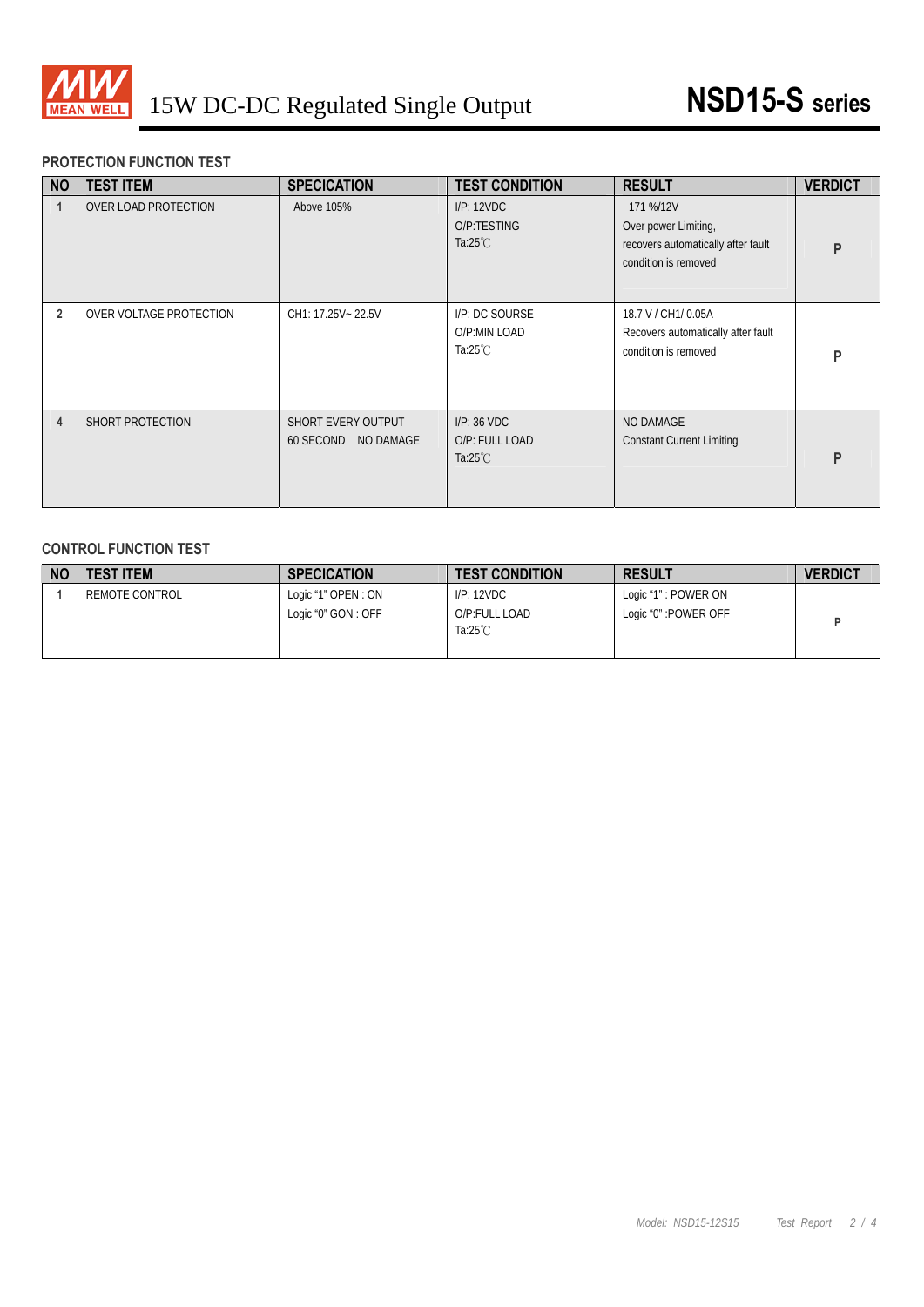### PROTECTION FUNCTION TEST

| NO | TEST ITEM | SPECICATION | TEST CONDITION | RESULT | VERDICT |
|---|---|---|---|---|---|
| 1 | OVER LOAD PROTECTION | Above 105% | I/P: 12VDC<br>O/P:TESTING<br>Ta:25℃ | 171 %/12V<br>Over power Limiting,<br>recovers automatically after fault condition is removed | P |
| 2 | OVER VOLTAGE PROTECTION | CH1: 17.25V~ 22.5V | I/P: DC SOURSE<br>O/P:MIN LOAD<br>Ta:25℃ | 18.7 V / CH1/ 0.05A<br>Recovers automatically after fault condition is removed | P |
| 4 | SHORT PROTECTION | SHORT EVERY OUTPUT<br>60 SECOND NO DAMAGE | I/P: 36 VDC<br>O/P: FULL LOAD<br>Ta:25℃ | NO DAMAGE<br>Constant Current Limiting | P |

### CONTROL FUNCTION TEST

| NO | TEST ITEM | SPECICATION | TEST CONDITION | RESULT | VERDICT |
|---|---|---|---|---|---|
| 1 | REMOTE CONTROL | Logic "1" OPEN : ON<br>Logic "0" GON : OFF | I/P: 12VDC<br>O/P:FULL LOAD<br>Ta:25℃ | Logic "1" : POWER ON<br>Logic "0" :POWER OFF | P |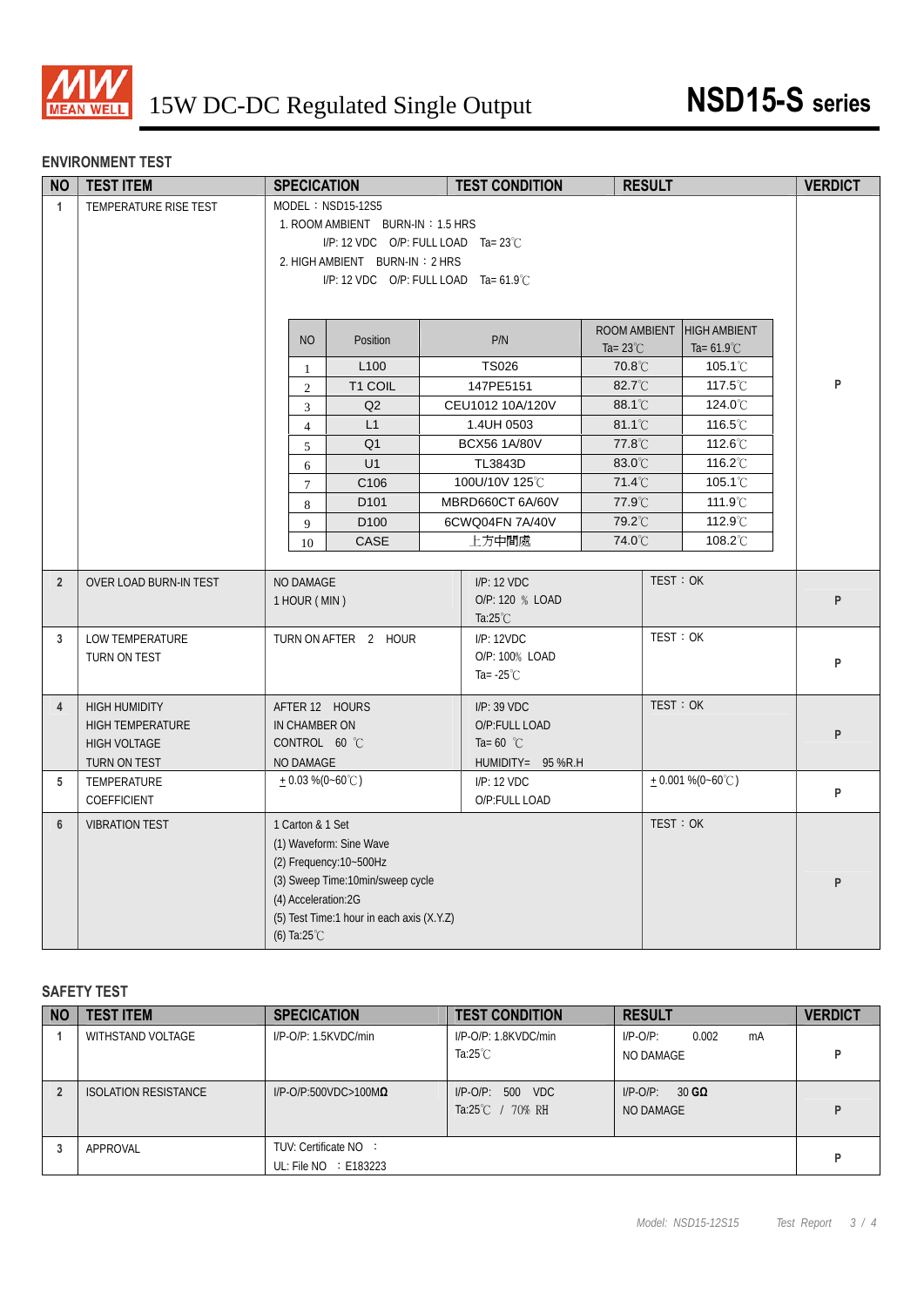15W DC-DC Regulated Single Output **NSD15-S series**

## ENVIRONMENT TEST

| NO | TEST ITEM | SPECICATION | TEST CONDITION | RESULT | VERDICT |
|---|---|---|---|---|---|
| 1 | TEMPERATURE RISE TEST | MODEL：NSD15-12S5<br>1. ROOM AMBIENT BURN-IN：1.5 HRS<br>I/P: 12 VDC O/P: FULL LOAD Ta= 23℃<br>2. HIGH AMBIENT BURN-IN：2 HRS<br>I/P: 12 VDC O/P: FULL LOAD Ta= 61.9℃ | | | P |
| 2 | OVER LOAD BURN-IN TEST | NO DAMAGE<br>1 HOUR ( MIN ) | I/P: 12 VDC<br>O/P: 120 ％ LOAD<br>Ta:25℃ | TEST：OK | P |
| 3 | LOW TEMPERATURE TURN ON TEST | TURN ON AFTER 2 HOUR | I/P: 12VDC<br>O/P: 100% LOAD<br>Ta= -25℃ | TEST：OK | P |
| 4 | HIGH HUMIDITY HIGH TEMPERATURE HIGH VOLTAGE TURN ON TEST | AFTER 12 HOURS<br>IN CHAMBER ON<br>CONTROL 60 ℃<br>NO DAMAGE | I/P: 39 VDC<br>O/P:FULL LOAD<br>Ta= 60 ℃<br>HUMIDITY= 95 %R.H | TEST：OK | P |
| 5 | TEMPERATURE COEFFICIENT | ± 0.03 %(0~60℃) | I/P: 12 VDC<br>O/P:FULL LOAD | ± 0.001 %(0~60℃) | P |
| 6 | VIBRATION TEST | 1 Carton & 1 Set<br>(1) Waveform: Sine Wave<br>(2) Frequency:10~500Hz<br>(3) Sweep Time:10min/sweep cycle<br>(4) Acceleration:2G<br>(5) Test Time:1 hour in each axis (X.Y.Z)<br>(6) Ta:25℃ | | TEST：OK | P |

Temperature rise test results (Item 1):

| NO | Position | P/N | ROOM AMBIENT Ta= 23℃ | HIGH AMBIENT Ta= 61.9℃ |
|---|---|---|---|---|
| 1 | L100 | TS026 | 70.8℃ | 105.1℃ |
| 2 | T1 COIL | 147PE5151 | 82.7℃ | 117.5℃ |
| 3 | Q2 | CEU1012 10A/120V | 88.1℃ | 124.0℃ |
| 4 | L1 | 1.4UH 0503 | 81.1℃ | 116.5℃ |
| 5 | Q1 | BCX56 1A/80V | 77.8℃ | 112.6℃ |
| 6 | U1 | TL3843D | 83.0℃ | 116.2℃ |
| 7 | C106 | 100U/10V 125℃ | 71.4℃ | 105.1℃ |
| 8 | D101 | MBRD660CT 6A/60V | 77.9℃ | 111.9℃ |
| 9 | D100 | 6CWQ04FN 7A/40V | 79.2℃ | 112.9℃ |
| 10 | CASE | 上方中間處 | 74.0℃ | 108.2℃ |

## SAFETY TEST

| NO | TEST ITEM | SPECICATION | TEST CONDITION | RESULT | VERDICT |
|---|---|---|---|---|---|
| 1 | WITHSTAND VOLTAGE | I/P-O/P: 1.5KVDC/min | I/P-O/P: 1.8KVDC/min<br>Ta:25℃ | I/P-O/P: 0.002 mA<br>NO DAMAGE | P |
| 2 | ISOLATION RESISTANCE | I/P-O/P:500VDC>100MΩ | I/P-O/P: 500 VDC<br>Ta:25℃ / 70% RH | I/P-O/P: 30 GΩ<br>NO DAMAGE | P |
| 3 | APPROVAL | TUV: Certificate NO ：<br>UL: File NO ：E183223 | | | P |

Model: NSD15-12S15 Test Report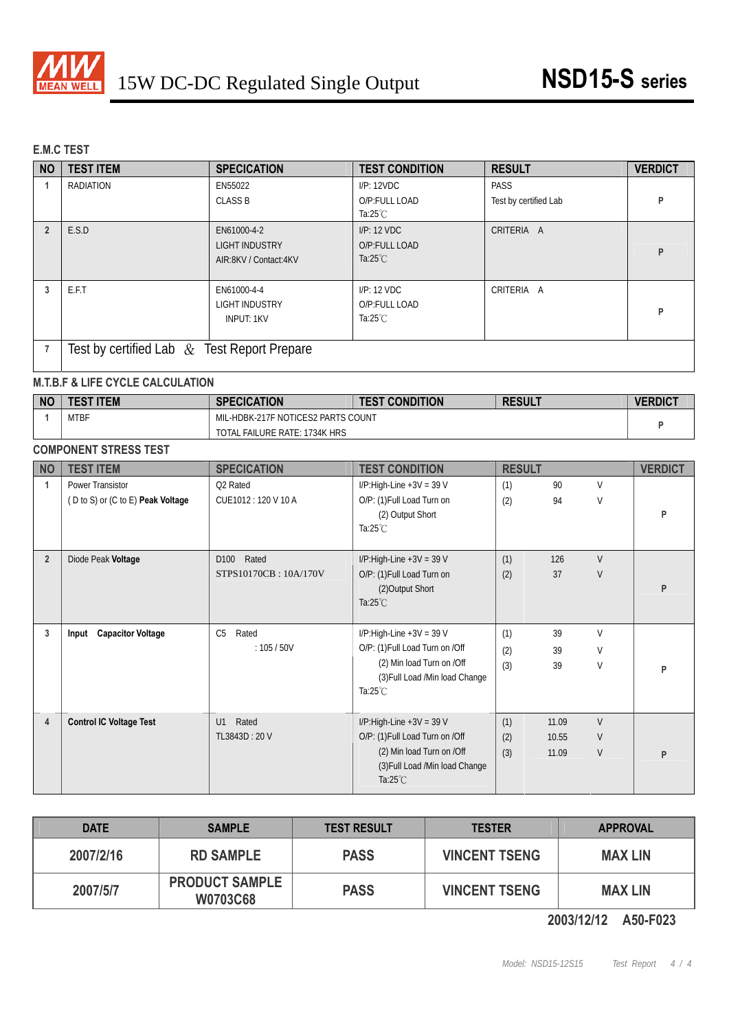# 15W DC-DC Regulated Single Output **NSD15-S series**

### E.M.C TEST

| NO | TEST ITEM | SPECICATION | TEST CONDITION | RESULT | VERDICT |
|---|---|---|---|---|---|
| 1 | RADIATION | EN55022<br>CLASS B | I/P: 12VDC<br>O/P:FULL LOAD<br>Ta:25℃ | PASS<br>Test by certified Lab | P |
| 2 | E.S.D | EN61000-4-2<br>LIGHT INDUSTRY<br>AIR:8KV / Contact:4KV | I/P: 12 VDC<br>O/P:FULL LOAD<br>Ta:25℃ | CRITERIA A | P |
| 3 | E.F.T | EN61000-4-4<br>LIGHT INDUSTRY<br>INPUT: 1KV | I/P: 12 VDC<br>O/P:FULL LOAD<br>Ta:25℃ | CRITERIA A | P |
| 7 | Test by certified Lab & Test Report Prepare | | | | |

### M.T.B.F & LIFE CYCLE CALCULATION

| NO | TEST ITEM | SPECICATION | TEST CONDITION | RESULT | VERDICT |
|---|---|---|---|---|---|
| 1 | MTBF | MIL-HDBK-217F NOTICES2 PARTS COUNT<br>TOTAL FAILURE RATE: 1734K HRS | | | P |

### COMPONENT STRESS TEST

| NO | TEST ITEM | SPECICATION | TEST CONDITION | RESULT | VERDICT |
|---|---|---|---|---|---|
| 1 | Power Transistor<br>( D to S) or (C to E) **Peak Voltage** | Q2 Rated<br>CUE1012 : 120 V 10 A | I/P:High-Line +3V = 39 V<br>O/P: (1)Full Load Turn on<br>(2) Output Short<br>Ta:25℃ | (1) 90 V<br>(2) 94 V | P |
| 2 | Diode Peak **Voltage** | D100 Rated<br>STPS10170CB : 10A/170V | I/P:High-Line +3V = 39 V<br>O/P: (1)Full Load Turn on<br>(2)Output Short<br>Ta:25℃ | (1) 126 V<br>(2) 37 V | P |
| 3 | **Input Capacitor Voltage** | C5 Rated<br>: 105 / 50V | I/P:High-Line +3V = 39 V<br>O/P: (1)Full Load Turn on /Off<br>(2) Min load Turn on /Off<br>(3)Full Load /Min load Change<br>Ta:25℃ | (1) 39 V<br>(2) 39 V<br>(3) 39 V | P |
| 4 | **Control IC Voltage Test** | U1 Rated<br>TL3843D : 20 V | I/P:High-Line +3V = 39 V<br>O/P: (1)Full Load Turn on /Off<br>(2) Min load Turn on /Off<br>(3)Full Load /Min load Change<br>Ta:25℃ | (1) 11.09 V<br>(2) 10.55 V<br>(3) 11.09 V | P |

| DATE | SAMPLE | TEST RESULT | TESTER | APPROVAL |
|---|---|---|---|---|
| 2007/2/16 | RD SAMPLE | PASS | VINCENT TSENG | MAX LIN |
| 2007/5/7 | PRODUCT SAMPLE W0703C68 | PASS | VINCENT TSENG | MAX LIN |

2003/12/12 A50-F023

Model: NSD15-12S15 Test Report